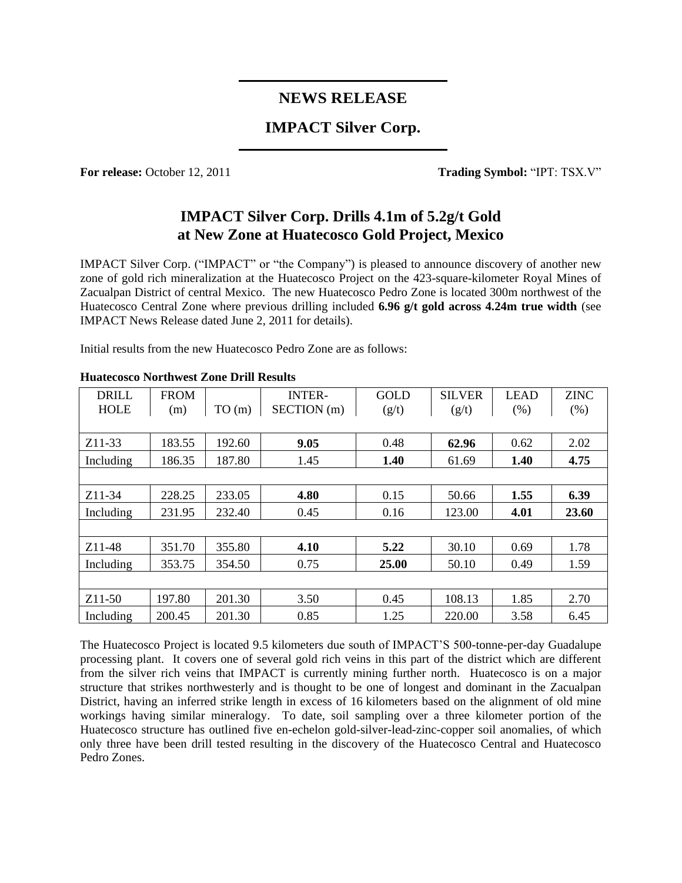# NEWS RELEASE

## IMPACT Silver Corp.

**For release:** October 12, 2011 **Trading Symbol:** "IPT: TSX.V"

## IMPACT Silver Corp. Drills 4.1m of 5.2g/t Gold at New Zone at Huatecosco Gold Project, Mexico

IMPACT Silver Corp. ("IMPACT" or "the Company") is pleased to announce discovery of another new zone of gold rich mineralization at the Huatecosco Project on the 423-square-kilometer Royal Mines of Zacualpan District of central Mexico. The new Huatecosco Pedro Zone is located 300m northwest of the Huatecosco Central Zone where previous drilling included **6.96 g/t gold across 4.24m true width** (see IMPACT News Release dated June 2, 2011 for details).

Initial results from the new Huatecosco Pedro Zone are as follows:

**Huatecosco Northwest Zone Drill Results**

| DRILL HOLE | FROM (m) | TO (m) | INTER-SECTION (m) | GOLD (g/t) | SILVER (g/t) | LEAD (%) | ZINC (%) |
|---|---|---|---|---|---|---|---|
| Z11-33 | 183.55 | 192.60 | **9.05** | 0.48 | **62.96** | 0.62 | 2.02 |
| Including | 186.35 | 187.80 | 1.45 | **1.40** | 61.69 | **1.40** | **4.75** |
| | | | | | | | |
| Z11-34 | 228.25 | 233.05 | **4.80** | 0.15 | 50.66 | **1.55** | **6.39** |
| Including | 231.95 | 232.40 | 0.45 | 0.16 | 123.00 | **4.01** | **23.60** |
| | | | | | | | |
| Z11-48 | 351.70 | 355.80 | **4.10** | **5.22** | 30.10 | 0.69 | 1.78 |
| Including | 353.75 | 354.50 | 0.75 | **25.00** | 50.10 | 0.49 | 1.59 |
| | | | | | | | |
| Z11-50 | 197.80 | 201.30 | 3.50 | 0.45 | 108.13 | 1.85 | 2.70 |
| Including | 200.45 | 201.30 | 0.85 | 1.25 | 220.00 | 3.58 | 6.45 |

The Huatecosco Project is located 9.5 kilometers due south of IMPACT'S 500-tonne-per-day Guadalupe processing plant. It covers one of several gold rich veins in this part of the district which are different from the silver rich veins that IMPACT is currently mining further north. Huatecosco is on a major structure that strikes northwesterly and is thought to be one of longest and dominant in the Zacualpan District, having an inferred strike length in excess of 16 kilometers based on the alignment of old mine workings having similar mineralogy. To date, soil sampling over a three kilometer portion of the Huatecosco structure has outlined five en-echelon gold-silver-lead-zinc-copper soil anomalies, of which only three have been drill tested resulting in the discovery of the Huatecosco Central and Huatecosco Pedro Zones.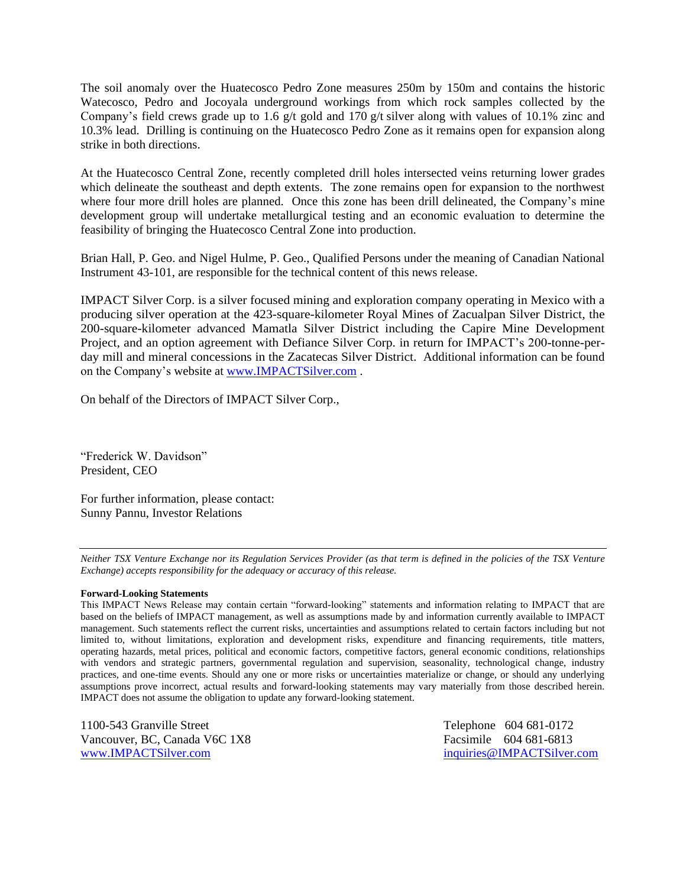The soil anomaly over the Huatecosco Pedro Zone measures 250m by 150m and contains the historic Watecosco, Pedro and Jocoyala underground workings from which rock samples collected by the Company's field crews grade up to 1.6 g/t gold and 170 g/t silver along with values of 10.1% zinc and 10.3% lead. Drilling is continuing on the Huatecosco Pedro Zone as it remains open for expansion along strike in both directions.

At the Huatecosco Central Zone, recently completed drill holes intersected veins returning lower grades which delineate the southeast and depth extents. The zone remains open for expansion to the northwest where four more drill holes are planned. Once this zone has been drill delineated, the Company's mine development group will undertake metallurgical testing and an economic evaluation to determine the feasibility of bringing the Huatecosco Central Zone into production.

Brian Hall, P. Geo. and Nigel Hulme, P. Geo., Qualified Persons under the meaning of Canadian National Instrument 43-101, are responsible for the technical content of this news release.

IMPACT Silver Corp. is a silver focused mining and exploration company operating in Mexico with a producing silver operation at the 423-square-kilometer Royal Mines of Zacualpan Silver District, the 200-square-kilometer advanced Mamatla Silver District including the Capire Mine Development Project, and an option agreement with Defiance Silver Corp. in return for IMPACT's 200-tonne-per-day mill and mineral concessions in the Zacatecas Silver District. Additional information can be found on the Company's website at [www.IMPACTSilver.com](http://www.IMPACTSilver.com) .

On behalf of the Directors of IMPACT Silver Corp.,

"Frederick W. Davidson"
President, CEO

For further information, please contact:
Sunny Pannu, Investor Relations

---

*Neither TSX Venture Exchange nor its Regulation Services Provider (as that term is defined in the policies of the TSX Venture Exchange) accepts responsibility for the adequacy or accuracy of this release.*

**Forward-Looking Statements**

This IMPACT News Release may contain certain "forward-looking" statements and information relating to IMPACT that are based on the beliefs of IMPACT management, as well as assumptions made by and information currently available to IMPACT management. Such statements reflect the current risks, uncertainties and assumptions related to certain factors including but not limited to, without limitations, exploration and development risks, expenditure and financing requirements, title matters, operating hazards, metal prices, political and economic factors, competitive factors, general economic conditions, relationships with vendors and strategic partners, governmental regulation and supervision, seasonality, technological change, industry practices, and one-time events. Should any one or more risks or uncertainties materialize or change, or should any underlying assumptions prove incorrect, actual results and forward-looking statements may vary materially from those described herein. IMPACT does not assume the obligation to update any forward-looking statement.

1100-543 Granville Street
Vancouver, BC, Canada V6C 1X8
[www.IMPACTSilver.com](http://www.IMPACTSilver.com)

Telephone 604 681-0172
Facsimile 604 681-6813
[inquiries@IMPACTSilver.com](mailto:inquiries@IMPACTSilver.com)